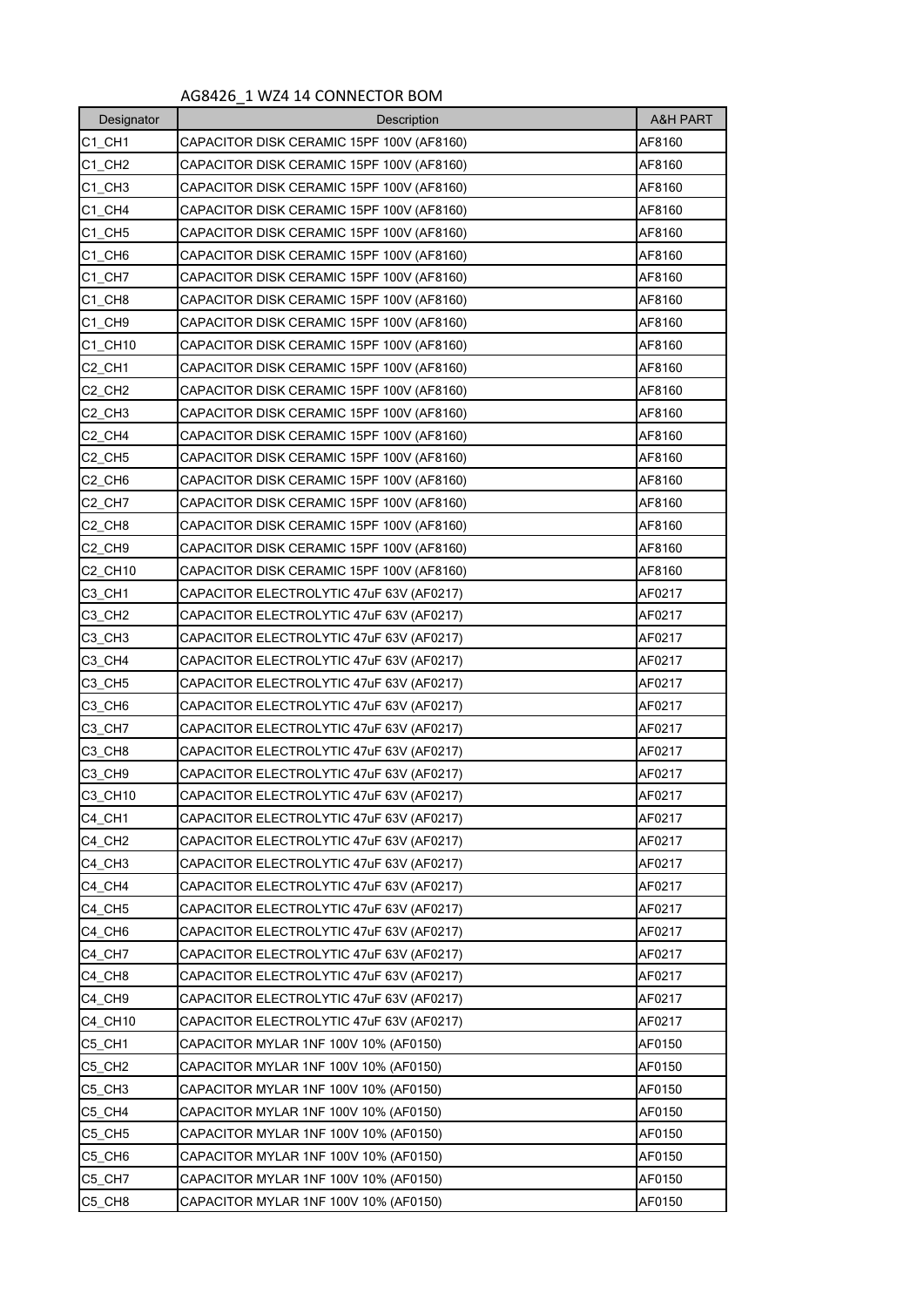# AG8426_1 WZ4 14 CONNECTOR BOM

| Designator | Description | A&H PART |
|---|---|---|
| C1_CH1 | CAPACITOR DISK CERAMIC 15PF 100V (AF8160) | AF8160 |
| C1_CH2 | CAPACITOR DISK CERAMIC 15PF 100V (AF8160) | AF8160 |
| C1_CH3 | CAPACITOR DISK CERAMIC 15PF 100V (AF8160) | AF8160 |
| C1_CH4 | CAPACITOR DISK CERAMIC 15PF 100V (AF8160) | AF8160 |
| C1_CH5 | CAPACITOR DISK CERAMIC 15PF 100V (AF8160) | AF8160 |
| C1_CH6 | CAPACITOR DISK CERAMIC 15PF 100V (AF8160) | AF8160 |
| C1_CH7 | CAPACITOR DISK CERAMIC 15PF 100V (AF8160) | AF8160 |
| C1_CH8 | CAPACITOR DISK CERAMIC 15PF 100V (AF8160) | AF8160 |
| C1_CH9 | CAPACITOR DISK CERAMIC 15PF 100V (AF8160) | AF8160 |
| C1_CH10 | CAPACITOR DISK CERAMIC 15PF 100V (AF8160) | AF8160 |
| C2_CH1 | CAPACITOR DISK CERAMIC 15PF 100V (AF8160) | AF8160 |
| C2_CH2 | CAPACITOR DISK CERAMIC 15PF 100V (AF8160) | AF8160 |
| C2_CH3 | CAPACITOR DISK CERAMIC 15PF 100V (AF8160) | AF8160 |
| C2_CH4 | CAPACITOR DISK CERAMIC 15PF 100V (AF8160) | AF8160 |
| C2_CH5 | CAPACITOR DISK CERAMIC 15PF 100V (AF8160) | AF8160 |
| C2_CH6 | CAPACITOR DISK CERAMIC 15PF 100V (AF8160) | AF8160 |
| C2_CH7 | CAPACITOR DISK CERAMIC 15PF 100V (AF8160) | AF8160 |
| C2_CH8 | CAPACITOR DISK CERAMIC 15PF 100V (AF8160) | AF8160 |
| C2_CH9 | CAPACITOR DISK CERAMIC 15PF 100V (AF8160) | AF8160 |
| C2_CH10 | CAPACITOR DISK CERAMIC 15PF 100V (AF8160) | AF8160 |
| C3_CH1 | CAPACITOR ELECTROLYTIC 47uF 63V (AF0217) | AF0217 |
| C3_CH2 | CAPACITOR ELECTROLYTIC 47uF 63V (AF0217) | AF0217 |
| C3_CH3 | CAPACITOR ELECTROLYTIC 47uF 63V (AF0217) | AF0217 |
| C3_CH4 | CAPACITOR ELECTROLYTIC 47uF 63V (AF0217) | AF0217 |
| C3_CH5 | CAPACITOR ELECTROLYTIC 47uF 63V (AF0217) | AF0217 |
| C3_CH6 | CAPACITOR ELECTROLYTIC 47uF 63V (AF0217) | AF0217 |
| C3_CH7 | CAPACITOR ELECTROLYTIC 47uF 63V (AF0217) | AF0217 |
| C3_CH8 | CAPACITOR ELECTROLYTIC 47uF 63V (AF0217) | AF0217 |
| C3_CH9 | CAPACITOR ELECTROLYTIC 47uF 63V (AF0217) | AF0217 |
| C3_CH10 | CAPACITOR ELECTROLYTIC 47uF 63V (AF0217) | AF0217 |
| C4_CH1 | CAPACITOR ELECTROLYTIC 47uF 63V (AF0217) | AF0217 |
| C4_CH2 | CAPACITOR ELECTROLYTIC 47uF 63V (AF0217) | AF0217 |
| C4_CH3 | CAPACITOR ELECTROLYTIC 47uF 63V (AF0217) | AF0217 |
| C4_CH4 | CAPACITOR ELECTROLYTIC 47uF 63V (AF0217) | AF0217 |
| C4_CH5 | CAPACITOR ELECTROLYTIC 47uF 63V (AF0217) | AF0217 |
| C4_CH6 | CAPACITOR ELECTROLYTIC 47uF 63V (AF0217) | AF0217 |
| C4_CH7 | CAPACITOR ELECTROLYTIC 47uF 63V (AF0217) | AF0217 |
| C4_CH8 | CAPACITOR ELECTROLYTIC 47uF 63V (AF0217) | AF0217 |
| C4_CH9 | CAPACITOR ELECTROLYTIC 47uF 63V (AF0217) | AF0217 |
| C4_CH10 | CAPACITOR ELECTROLYTIC 47uF 63V (AF0217) | AF0217 |
| C5_CH1 | CAPACITOR MYLAR 1NF 100V 10% (AF0150) | AF0150 |
| C5_CH2 | CAPACITOR MYLAR 1NF 100V 10% (AF0150) | AF0150 |
| C5_CH3 | CAPACITOR MYLAR 1NF 100V 10% (AF0150) | AF0150 |
| C5_CH4 | CAPACITOR MYLAR 1NF 100V 10% (AF0150) | AF0150 |
| C5_CH5 | CAPACITOR MYLAR 1NF 100V 10% (AF0150) | AF0150 |
| C5_CH6 | CAPACITOR MYLAR 1NF 100V 10% (AF0150) | AF0150 |
| C5_CH7 | CAPACITOR MYLAR 1NF 100V 10% (AF0150) | AF0150 |
| C5_CH8 | CAPACITOR MYLAR 1NF 100V 10% (AF0150) | AF0150 |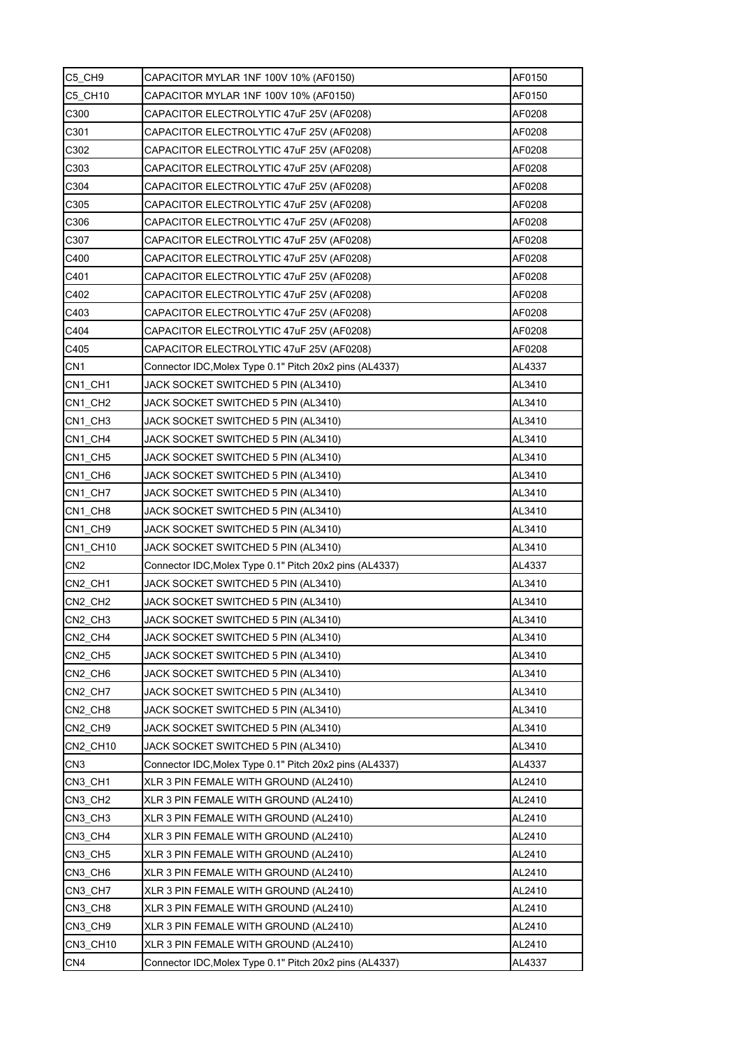| C5_CH9 | CAPACITOR MYLAR 1NF 100V 10% (AF0150) | AF0150 |
|---|---|---|
| C5_CH10 | CAPACITOR MYLAR 1NF 100V 10% (AF0150) | AF0150 |
| C300 | CAPACITOR ELECTROLYTIC 47uF 25V (AF0208) | AF0208 |
| C301 | CAPACITOR ELECTROLYTIC 47uF 25V (AF0208) | AF0208 |
| C302 | CAPACITOR ELECTROLYTIC 47uF 25V (AF0208) | AF0208 |
| C303 | CAPACITOR ELECTROLYTIC 47uF 25V (AF0208) | AF0208 |
| C304 | CAPACITOR ELECTROLYTIC 47uF 25V (AF0208) | AF0208 |
| C305 | CAPACITOR ELECTROLYTIC 47uF 25V (AF0208) | AF0208 |
| C306 | CAPACITOR ELECTROLYTIC 47uF 25V (AF0208) | AF0208 |
| C307 | CAPACITOR ELECTROLYTIC 47uF 25V (AF0208) | AF0208 |
| C400 | CAPACITOR ELECTROLYTIC 47uF 25V (AF0208) | AF0208 |
| C401 | CAPACITOR ELECTROLYTIC 47uF 25V (AF0208) | AF0208 |
| C402 | CAPACITOR ELECTROLYTIC 47uF 25V (AF0208) | AF0208 |
| C403 | CAPACITOR ELECTROLYTIC 47uF 25V (AF0208) | AF0208 |
| C404 | CAPACITOR ELECTROLYTIC 47uF 25V (AF0208) | AF0208 |
| C405 | CAPACITOR ELECTROLYTIC 47uF 25V (AF0208) | AF0208 |
| CN1 | Connector IDC,Molex Type 0.1" Pitch 20x2 pins (AL4337) | AL4337 |
| CN1_CH1 | JACK SOCKET SWITCHED 5 PIN (AL3410) | AL3410 |
| CN1_CH2 | JACK SOCKET SWITCHED 5 PIN (AL3410) | AL3410 |
| CN1_CH3 | JACK SOCKET SWITCHED 5 PIN (AL3410) | AL3410 |
| CN1_CH4 | JACK SOCKET SWITCHED 5 PIN (AL3410) | AL3410 |
| CN1_CH5 | JACK SOCKET SWITCHED 5 PIN (AL3410) | AL3410 |
| CN1_CH6 | JACK SOCKET SWITCHED 5 PIN (AL3410) | AL3410 |
| CN1_CH7 | JACK SOCKET SWITCHED 5 PIN (AL3410) | AL3410 |
| CN1_CH8 | JACK SOCKET SWITCHED 5 PIN (AL3410) | AL3410 |
| CN1_CH9 | JACK SOCKET SWITCHED 5 PIN (AL3410) | AL3410 |
| CN1_CH10 | JACK SOCKET SWITCHED 5 PIN (AL3410) | AL3410 |
| CN2 | Connector IDC,Molex Type 0.1" Pitch 20x2 pins (AL4337) | AL4337 |
| CN2_CH1 | JACK SOCKET SWITCHED 5 PIN (AL3410) | AL3410 |
| CN2_CH2 | JACK SOCKET SWITCHED 5 PIN (AL3410) | AL3410 |
| CN2_CH3 | JACK SOCKET SWITCHED 5 PIN (AL3410) | AL3410 |
| CN2_CH4 | JACK SOCKET SWITCHED 5 PIN (AL3410) | AL3410 |
| CN2_CH5 | JACK SOCKET SWITCHED 5 PIN (AL3410) | AL3410 |
| CN2_CH6 | JACK SOCKET SWITCHED 5 PIN (AL3410) | AL3410 |
| CN2_CH7 | JACK SOCKET SWITCHED 5 PIN (AL3410) | AL3410 |
| CN2_CH8 | JACK SOCKET SWITCHED 5 PIN (AL3410) | AL3410 |
| CN2_CH9 | JACK SOCKET SWITCHED 5 PIN (AL3410) | AL3410 |
| CN2_CH10 | JACK SOCKET SWITCHED 5 PIN (AL3410) | AL3410 |
| CN3 | Connector IDC,Molex Type 0.1" Pitch 20x2 pins (AL4337) | AL4337 |
| CN3_CH1 | XLR 3 PIN FEMALE WITH GROUND (AL2410) | AL2410 |
| CN3_CH2 | XLR 3 PIN FEMALE WITH GROUND (AL2410) | AL2410 |
| CN3_CH3 | XLR 3 PIN FEMALE WITH GROUND (AL2410) | AL2410 |
| CN3_CH4 | XLR 3 PIN FEMALE WITH GROUND (AL2410) | AL2410 |
| CN3_CH5 | XLR 3 PIN FEMALE WITH GROUND (AL2410) | AL2410 |
| CN3_CH6 | XLR 3 PIN FEMALE WITH GROUND (AL2410) | AL2410 |
| CN3_CH7 | XLR 3 PIN FEMALE WITH GROUND (AL2410) | AL2410 |
| CN3_CH8 | XLR 3 PIN FEMALE WITH GROUND (AL2410) | AL2410 |
| CN3_CH9 | XLR 3 PIN FEMALE WITH GROUND (AL2410) | AL2410 |
| CN3_CH10 | XLR 3 PIN FEMALE WITH GROUND (AL2410) | AL2410 |
| CN4 | Connector IDC,Molex Type 0.1" Pitch 20x2 pins (AL4337) | AL4337 |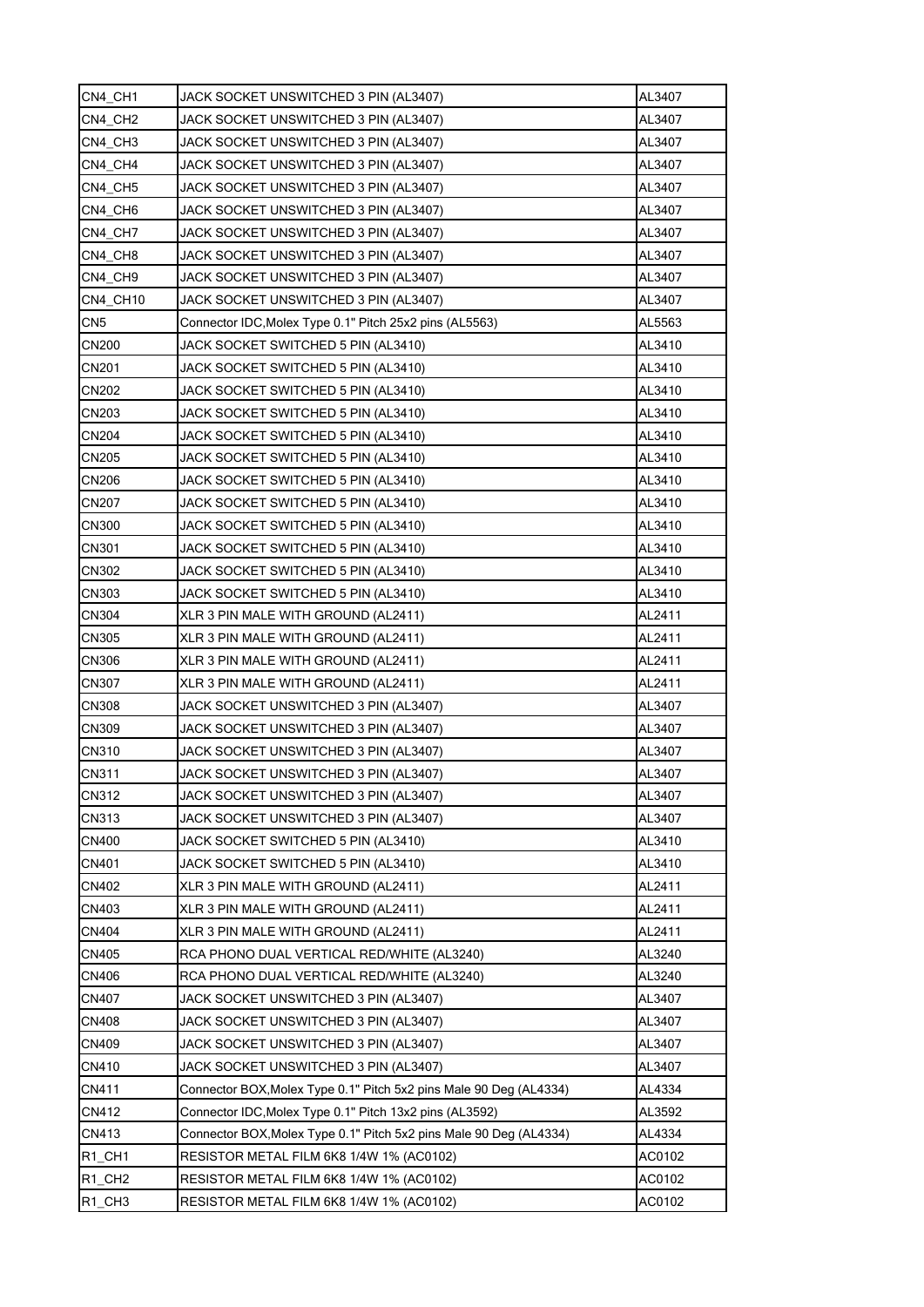| | | |
|---|---|---|
| CN4_CH1 | JACK SOCKET UNSWITCHED 3 PIN (AL3407) | AL3407 |
| CN4_CH2 | JACK SOCKET UNSWITCHED 3 PIN (AL3407) | AL3407 |
| CN4_CH3 | JACK SOCKET UNSWITCHED 3 PIN (AL3407) | AL3407 |
| CN4_CH4 | JACK SOCKET UNSWITCHED 3 PIN (AL3407) | AL3407 |
| CN4_CH5 | JACK SOCKET UNSWITCHED 3 PIN (AL3407) | AL3407 |
| CN4_CH6 | JACK SOCKET UNSWITCHED 3 PIN (AL3407) | AL3407 |
| CN4_CH7 | JACK SOCKET UNSWITCHED 3 PIN (AL3407) | AL3407 |
| CN4_CH8 | JACK SOCKET UNSWITCHED 3 PIN (AL3407) | AL3407 |
| CN4_CH9 | JACK SOCKET UNSWITCHED 3 PIN (AL3407) | AL3407 |
| CN4_CH10 | JACK SOCKET UNSWITCHED 3 PIN (AL3407) | AL3407 |
| CN5 | Connector IDC,Molex Type 0.1" Pitch 25x2 pins (AL5563) | AL5563 |
| CN200 | JACK SOCKET SWITCHED 5 PIN (AL3410) | AL3410 |
| CN201 | JACK SOCKET SWITCHED 5 PIN (AL3410) | AL3410 |
| CN202 | JACK SOCKET SWITCHED 5 PIN (AL3410) | AL3410 |
| CN203 | JACK SOCKET SWITCHED 5 PIN (AL3410) | AL3410 |
| CN204 | JACK SOCKET SWITCHED 5 PIN (AL3410) | AL3410 |
| CN205 | JACK SOCKET SWITCHED 5 PIN (AL3410) | AL3410 |
| CN206 | JACK SOCKET SWITCHED 5 PIN (AL3410) | AL3410 |
| CN207 | JACK SOCKET SWITCHED 5 PIN (AL3410) | AL3410 |
| CN300 | JACK SOCKET SWITCHED 5 PIN (AL3410) | AL3410 |
| CN301 | JACK SOCKET SWITCHED 5 PIN (AL3410) | AL3410 |
| CN302 | JACK SOCKET SWITCHED 5 PIN (AL3410) | AL3410 |
| CN303 | JACK SOCKET SWITCHED 5 PIN (AL3410) | AL3410 |
| CN304 | XLR 3 PIN MALE WITH GROUND (AL2411) | AL2411 |
| CN305 | XLR 3 PIN MALE WITH GROUND (AL2411) | AL2411 |
| CN306 | XLR 3 PIN MALE WITH GROUND (AL2411) | AL2411 |
| CN307 | XLR 3 PIN MALE WITH GROUND (AL2411) | AL2411 |
| CN308 | JACK SOCKET UNSWITCHED 3 PIN (AL3407) | AL3407 |
| CN309 | JACK SOCKET UNSWITCHED 3 PIN (AL3407) | AL3407 |
| CN310 | JACK SOCKET UNSWITCHED 3 PIN (AL3407) | AL3407 |
| CN311 | JACK SOCKET UNSWITCHED 3 PIN (AL3407) | AL3407 |
| CN312 | JACK SOCKET UNSWITCHED 3 PIN (AL3407) | AL3407 |
| CN313 | JACK SOCKET UNSWITCHED 3 PIN (AL3407) | AL3407 |
| CN400 | JACK SOCKET SWITCHED 5 PIN (AL3410) | AL3410 |
| CN401 | JACK SOCKET SWITCHED 5 PIN (AL3410) | AL3410 |
| CN402 | XLR 3 PIN MALE WITH GROUND (AL2411) | AL2411 |
| CN403 | XLR 3 PIN MALE WITH GROUND (AL2411) | AL2411 |
| CN404 | XLR 3 PIN MALE WITH GROUND (AL2411) | AL2411 |
| CN405 | RCA PHONO DUAL VERTICAL RED/WHITE (AL3240) | AL3240 |
| CN406 | RCA PHONO DUAL VERTICAL RED/WHITE (AL3240) | AL3240 |
| CN407 | JACK SOCKET UNSWITCHED 3 PIN (AL3407) | AL3407 |
| CN408 | JACK SOCKET UNSWITCHED 3 PIN (AL3407) | AL3407 |
| CN409 | JACK SOCKET UNSWITCHED 3 PIN (AL3407) | AL3407 |
| CN410 | JACK SOCKET UNSWITCHED 3 PIN (AL3407) | AL3407 |
| CN411 | Connector BOX,Molex Type 0.1" Pitch 5x2 pins Male 90 Deg (AL4334) | AL4334 |
| CN412 | Connector IDC,Molex Type 0.1" Pitch 13x2 pins (AL3592) | AL3592 |
| CN413 | Connector BOX,Molex Type 0.1" Pitch 5x2 pins Male 90 Deg (AL4334) | AL4334 |
| R1_CH1 | RESISTOR METAL FILM 6K8 1/4W 1% (AC0102) | AC0102 |
| R1_CH2 | RESISTOR METAL FILM 6K8 1/4W 1% (AC0102) | AC0102 |
| R1_CH3 | RESISTOR METAL FILM 6K8 1/4W 1% (AC0102) | AC0102 |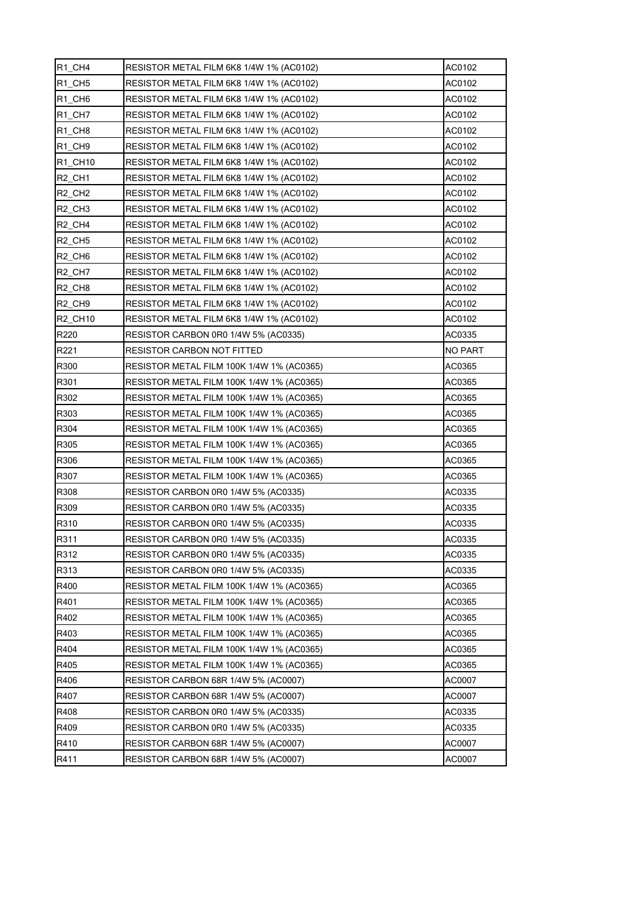| R1_CH4 | RESISTOR METAL FILM 6K8 1/4W 1% (AC0102) | AC0102 |
|---|---|---|
| R1_CH5 | RESISTOR METAL FILM 6K8 1/4W 1% (AC0102) | AC0102 |
| R1_CH6 | RESISTOR METAL FILM 6K8 1/4W 1% (AC0102) | AC0102 |
| R1_CH7 | RESISTOR METAL FILM 6K8 1/4W 1% (AC0102) | AC0102 |
| R1_CH8 | RESISTOR METAL FILM 6K8 1/4W 1% (AC0102) | AC0102 |
| R1_CH9 | RESISTOR METAL FILM 6K8 1/4W 1% (AC0102) | AC0102 |
| R1_CH10 | RESISTOR METAL FILM 6K8 1/4W 1% (AC0102) | AC0102 |
| R2_CH1 | RESISTOR METAL FILM 6K8 1/4W 1% (AC0102) | AC0102 |
| R2_CH2 | RESISTOR METAL FILM 6K8 1/4W 1% (AC0102) | AC0102 |
| R2_CH3 | RESISTOR METAL FILM 6K8 1/4W 1% (AC0102) | AC0102 |
| R2_CH4 | RESISTOR METAL FILM 6K8 1/4W 1% (AC0102) | AC0102 |
| R2_CH5 | RESISTOR METAL FILM 6K8 1/4W 1% (AC0102) | AC0102 |
| R2_CH6 | RESISTOR METAL FILM 6K8 1/4W 1% (AC0102) | AC0102 |
| R2_CH7 | RESISTOR METAL FILM 6K8 1/4W 1% (AC0102) | AC0102 |
| R2_CH8 | RESISTOR METAL FILM 6K8 1/4W 1% (AC0102) | AC0102 |
| R2_CH9 | RESISTOR METAL FILM 6K8 1/4W 1% (AC0102) | AC0102 |
| R2_CH10 | RESISTOR METAL FILM 6K8 1/4W 1% (AC0102) | AC0102 |
| R220 | RESISTOR CARBON 0R0 1/4W 5% (AC0335) | AC0335 |
| R221 | RESISTOR CARBON NOT FITTED | NO PART |
| R300 | RESISTOR METAL FILM 100K 1/4W 1% (AC0365) | AC0365 |
| R301 | RESISTOR METAL FILM 100K 1/4W 1% (AC0365) | AC0365 |
| R302 | RESISTOR METAL FILM 100K 1/4W 1% (AC0365) | AC0365 |
| R303 | RESISTOR METAL FILM 100K 1/4W 1% (AC0365) | AC0365 |
| R304 | RESISTOR METAL FILM 100K 1/4W 1% (AC0365) | AC0365 |
| R305 | RESISTOR METAL FILM 100K 1/4W 1% (AC0365) | AC0365 |
| R306 | RESISTOR METAL FILM 100K 1/4W 1% (AC0365) | AC0365 |
| R307 | RESISTOR METAL FILM 100K 1/4W 1% (AC0365) | AC0365 |
| R308 | RESISTOR CARBON 0R0 1/4W 5% (AC0335) | AC0335 |
| R309 | RESISTOR CARBON 0R0 1/4W 5% (AC0335) | AC0335 |
| R310 | RESISTOR CARBON 0R0 1/4W 5% (AC0335) | AC0335 |
| R311 | RESISTOR CARBON 0R0 1/4W 5% (AC0335) | AC0335 |
| R312 | RESISTOR CARBON 0R0 1/4W 5% (AC0335) | AC0335 |
| R313 | RESISTOR CARBON 0R0 1/4W 5% (AC0335) | AC0335 |
| R400 | RESISTOR METAL FILM 100K 1/4W 1% (AC0365) | AC0365 |
| R401 | RESISTOR METAL FILM 100K 1/4W 1% (AC0365) | AC0365 |
| R402 | RESISTOR METAL FILM 100K 1/4W 1% (AC0365) | AC0365 |
| R403 | RESISTOR METAL FILM 100K 1/4W 1% (AC0365) | AC0365 |
| R404 | RESISTOR METAL FILM 100K 1/4W 1% (AC0365) | AC0365 |
| R405 | RESISTOR METAL FILM 100K 1/4W 1% (AC0365) | AC0365 |
| R406 | RESISTOR CARBON 68R 1/4W 5% (AC0007) | AC0007 |
| R407 | RESISTOR CARBON 68R 1/4W 5% (AC0007) | AC0007 |
| R408 | RESISTOR CARBON 0R0 1/4W 5% (AC0335) | AC0335 |
| R409 | RESISTOR CARBON 0R0 1/4W 5% (AC0335) | AC0335 |
| R410 | RESISTOR CARBON 68R 1/4W 5% (AC0007) | AC0007 |
| R411 | RESISTOR CARBON 68R 1/4W 5% (AC0007) | AC0007 |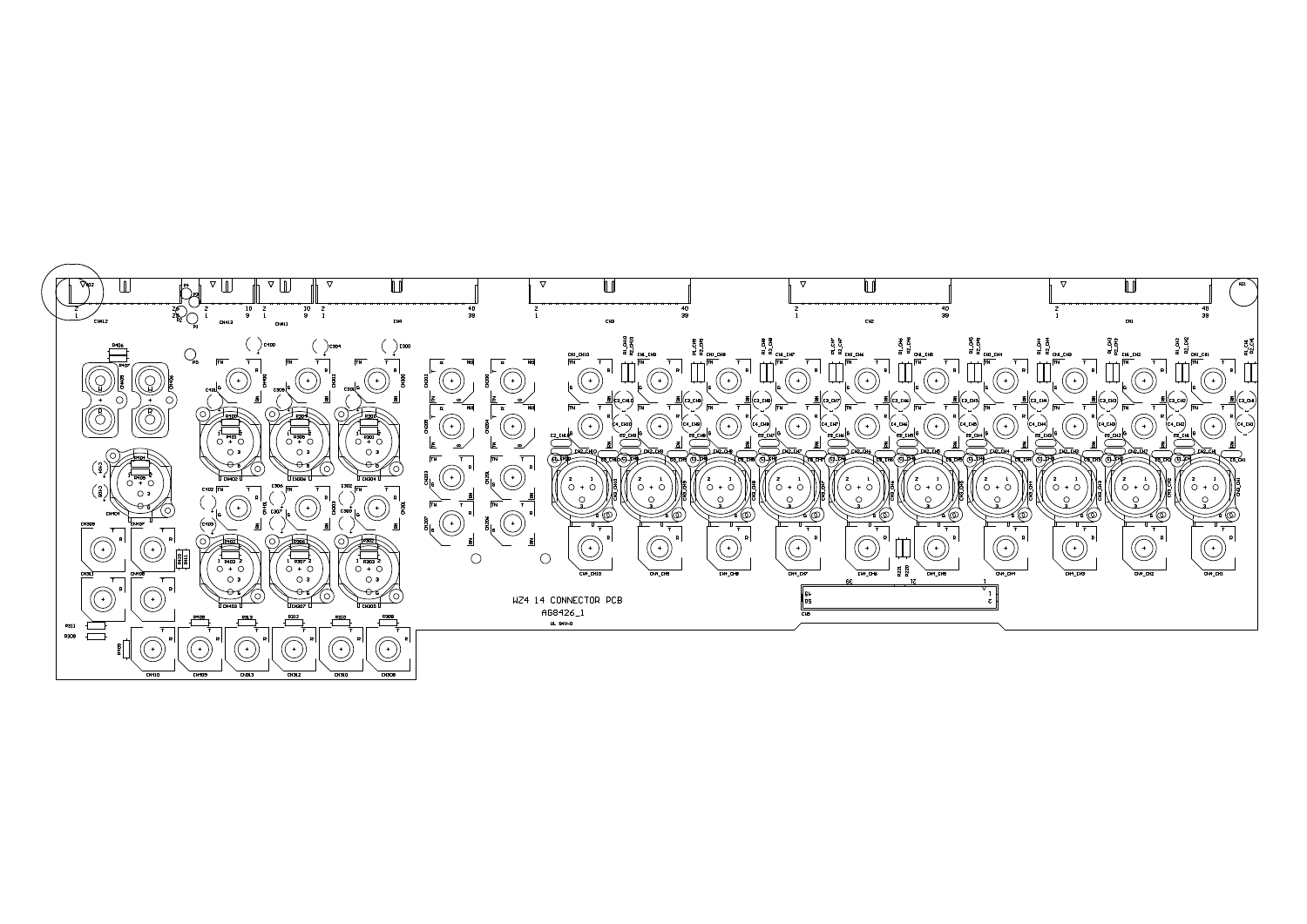WZ4 14 CONNECTOR PCB

AG8426_1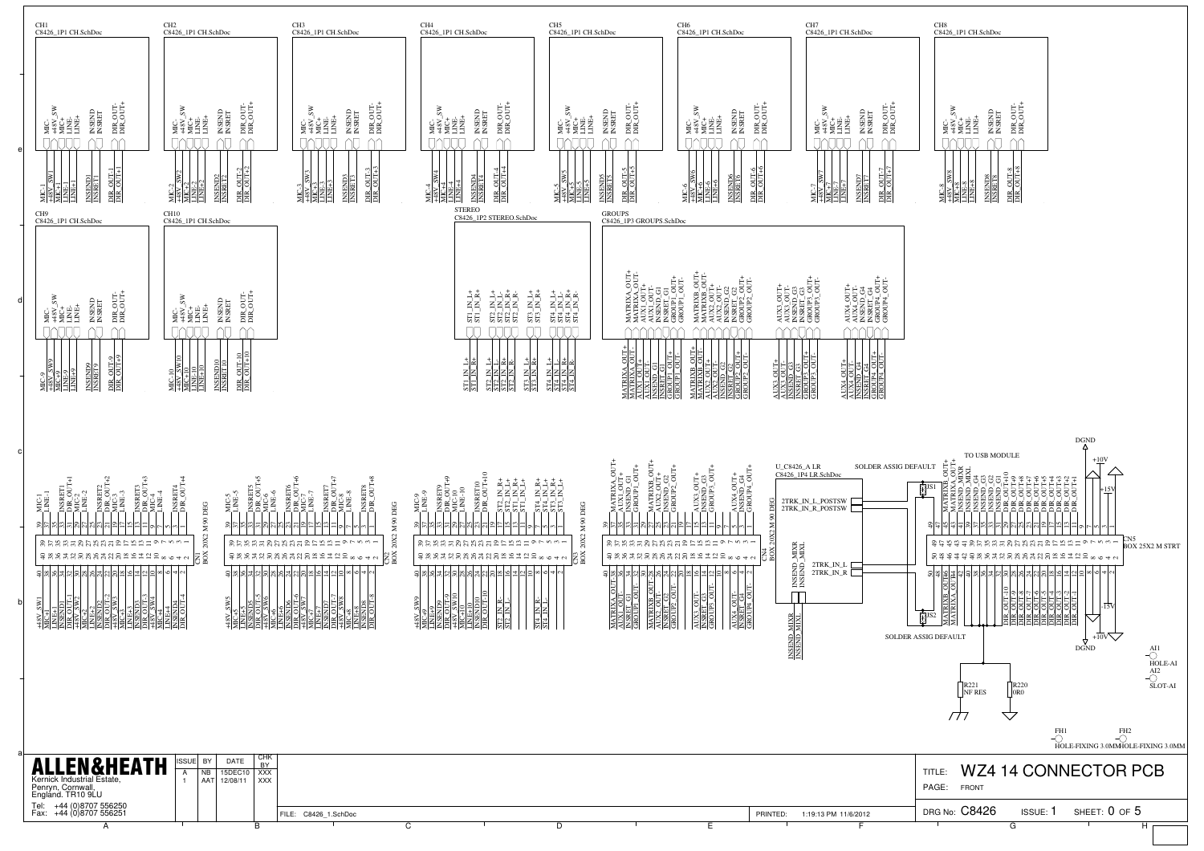CH1 C8426_1P1 CH.SchDoc
CH2 C8426_1P1 CH.SchDoc
CH3 C8426_1P1 CH.SchDoc
CH4 C8426_1P1 CH.SchDoc
CH5 C8426_1P1 CH.SchDoc
CH6 C8426_1P1 CH.SchDoc
CH7 C8426_1P1 CH.SchDoc
CH8 C8426_1P1 CH.SchDoc

CH9 C8426_1P1 CH.SchDoc
CH10 C8426_1P1 CH.SchDoc
STEREO C8426_1P2 STEREO.SchDoc
GROUPS C8426_1P3 GROUPS.SchDoc

CN1 BOX 20X2 M 90 DEG
CN2 BOX 20X2 M 90 DEG
CN3 BOX 20X2 M 90 DEG
CN4 BOX 20X2 M 90 DEG

U_C8426_A LR C8426_1P4 LR.SchDoc

SOLDER ASSIG DEFAULT

TO USB MODULE

CN5 BOX 25X2 M STRT

JS1
JS2

SOLDER ASSIG DEFAULT

DGND
+10V
+15V
-15V
-10V

R221 NF RES
R220 0R0

AI1 HOLE-AI
AI2 SLOT-AI

FH1 HOLE-FIXING 3.0MM
FH2 HOLE-FIXING 3.0MM

**ALLEN&HEATH**
Kernick Industrial Estate,
Penryn, Cornwall,
England. TR10 9LU
Tel: +44 (0)8707 556250
Fax: +44 (0)8707 556251

| ISSUE | BY | DATE | CHK BY |
|---|---|---|---|
| A | NB | 15DEC10 | XXX |
| 1 | AAT | 12/08/11 | XXX |

FILE: C8426_1.SchDoc

PRINTED: 1:19:13 PM 11/6/2012

TITLE: WZ4 14 CONNECTOR PCB

PAGE: FRONT

DRG No: C8426 ISSUE: 1 SHEET: 0 OF 5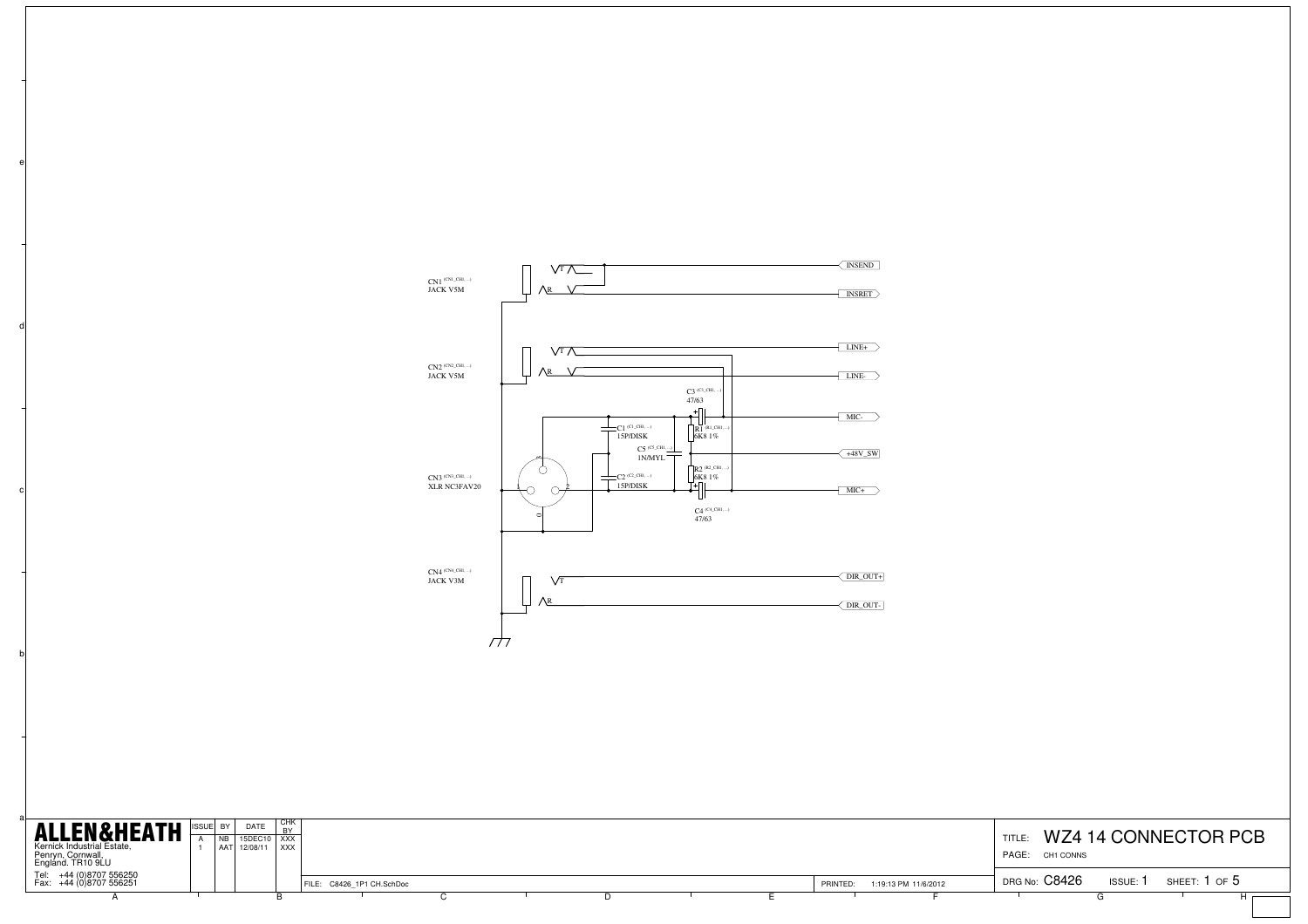CN1 (CN1_CH1...)
JACK V5M

T
R

INSEND
INSRET

CN2 (CN2_CH1...)
JACK V5M

T
R

LINE+
LINE-

C3 (C3_CH1...)
47/63

MIC-

C1 (C1_CH1...)
15P/DISK

R1 (R1_CH1...)
6K8 1%

C5 (C5_CH1...)
1N/MYL

+48V_SW

CN3 (CN3_CH1...)
XLR NC3FAV20

R2 (R2_CH1...)
6K8 1%

C2 (C2_CH1...)
15P/DISK

MIC+

C4 (C4_CH1...)
47/63

CN4 (CN4_CH1...)
JACK V3M

T
R

DIR_OUT+
DIR_OUT-

**ALLEN&HEATH**
Kernick Industrial Estate,
Penryn, Cornwall,
England. TR10 9LU

Tel: +44 (0)8707 556250
Fax: +44 (0)8707 556251

| ISSUE | BY | DATE | CHK BY |
| --- | --- | --- | --- |
| A | NB | 15DEC10 | XXX |
| 1 | AAT | 12/08/11 | XXX |

FILE: C8426_1P1 CH.SchDoc

PRINTED: 1:19:13 PM 11/6/2012

TITLE: WZ4 14 CONNECTOR PCB

PAGE: CH1 CONNS

DRG No: C8426 ISSUE: 1 SHEET: 1 OF 5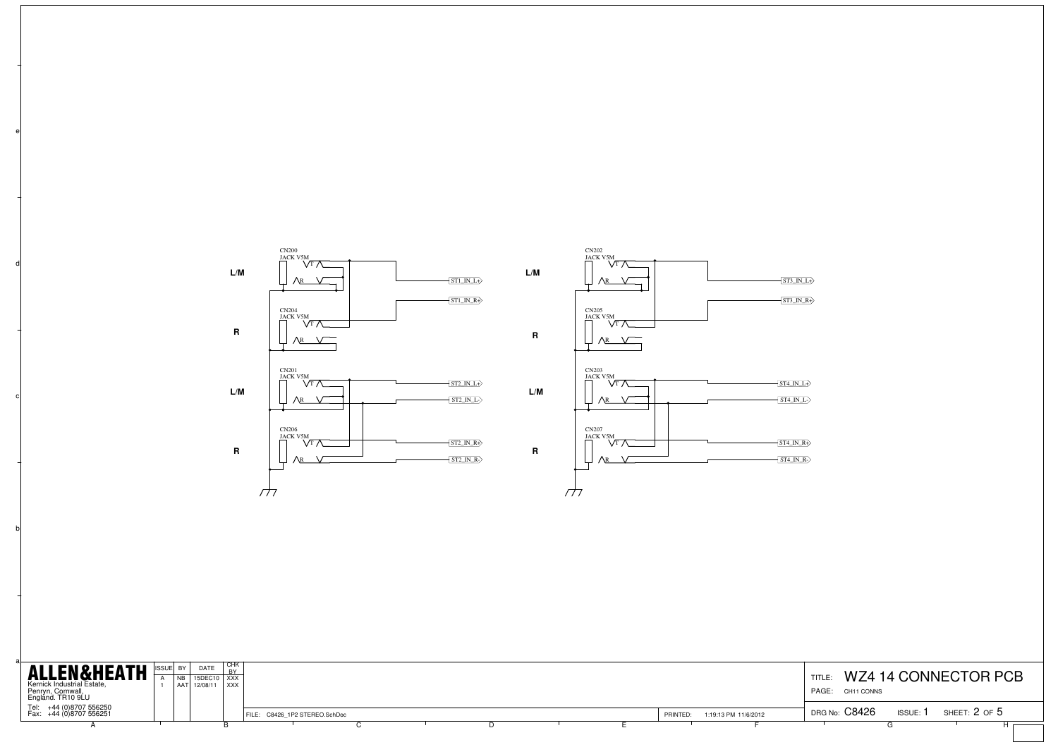CN200
JACK V5M

L/M

ST1_IN_L+

ST1_IN_R+

CN204
JACK V5M

R

CN201
JACK V5M

L/M

ST2_IN_L+

ST2_IN_L-

CN206
JACK V5M

R

ST2_IN_R+

ST2_IN_R-

CN202
JACK V5M

L/M

ST3_IN_L+

ST3_IN_R+

CN205
JACK V5M

R

CN203
JACK V5M

L/M

ST4_IN_L+

ST4_IN_L-

CN207
JACK V5M

R

ST4_IN_R+

ST4_IN_R-

**ALLEN&HEATH**
Kernick Industrial Estate,
Penryn, Cornwall,
England. TR10 9LU
Tel: +44 (0)8707 556250
Fax: +44 (0)8707 556251

| ISSUE | BY | DATE | CHK BY |
| --- | --- | --- | --- |
| A | NB | 15DEC10 | XXX |
| 1 | AAT | 12/08/11 | XXX |

FILE: C8426_1P2 STEREO.SchDoc

PRINTED: 1:19:13 PM 11/6/2012

TITLE: WZ4 14 CONNECTOR PCB
PAGE: CH11 CONNS

DRG No: C8426 ISSUE: 1 SHEET: 2 OF 5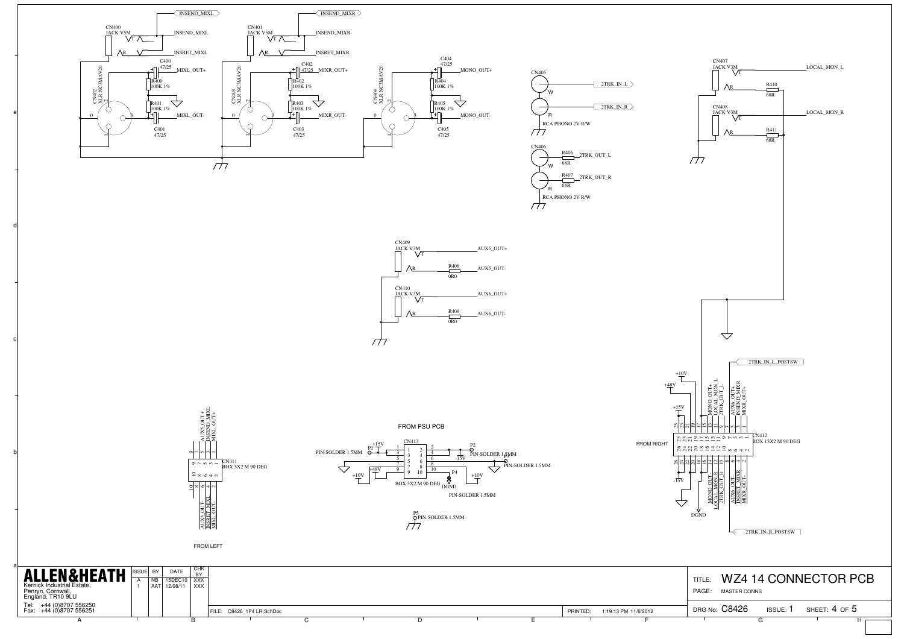CN400
JACK V5M

INSEND_MIXL

INSEND_MIXL

INSRET_MIXL

C400
47/25

MIXL_OUT+

R400
100K 1%

R401
100K 1%

MIXL_OUT-

C401
47/25

CN402
XLR NC3MAV20

CN401
JACK V5M

INSEND_MIXR

INSEND_MIXR

INSRET_MIXR

C402
47/25

MIXR_OUT+

R402
100K 1%

R403
100K 1%

MIXR_OUT-

C403
47/25

CN403
XLR NC3MAV20

C404
47/25

MONO_OUT+

R404
100K 1%

R405
100K 1%

MONO_OUT-

C405
47/25

CN404
XLR NC3MAV20

CN405

2TRK_IN_L

2TRK_IN_R

RCA PHONO 2V R/W

CN406

R406
68R

2TRK_OUT_L

R407
68R

2TRK_OUT_R

RCA PHONO 2V R/W

CN407
JACK V3M

LOCAL_MON_L

R410
68R

CN408
JACK V3M

LOCAL_MON_R

R411
68R

CN409
JACK V3M

AUX5_OUT+

R408
0R0

AUX5_OUT-

CN410
JACK V3M

AUX6_OUT+

R409
0R0

AUX6_OUT-

FROM PSU PCB

CN413

P1 PIN-SOLDER 1.5MM

+15V

P2 PIN-SOLDER 1.5MM

-15V

P3 PIN-SOLDER 1.5MM

+48V

+10V

+10V

P4 DGND

BOX 5X2 M 90 DEG

PIN-SOLDER 1.5MM

P5 PIN-SOLDER 1.5MM

CN411
BOX 5X2 M 90 DEG

AUX5_OUT+, INSEND_MIXL, MIXL_OUT+

AUX5_OUT-, INSRET_MIXL, MIXL_OUT-

FROM LEFT

2TRK_IN_L_POSTSW

+10V

+48V

+15V

MONO_OUT+, LOCAL_MON_L, 2TRK_OUT_L, AUX6_OUT+, INSEND_MIXR, MIXR_OUT+

CN412
BOX 13X2 M 90 DEG

FROM RIGHT

-15V

MONO_OUT-, LOCAL_MON_R, 2TRK_OUT_R, AUX6_OUT-, INSRET_MIXR, MIXR_OUT-

DGND

2TRK_IN_R_POSTSW

**ALLEN&HEATH**
Kernick Industrial Estate,
Penryn, Cornwall,
England. TR10 9LU

Tel: +44 (0)8707 556250
Fax: +44 (0)8707 556251

| ISSUE | BY | DATE | CHK BY |
|---|---|---|---|
| A | NB | 15DEC10 | XXX |
| 1 | AAT | 12/08/11 | XXX |

FILE: C8426_1P4 LR.SchDoc

PRINTED: 1:19:13 PM 11/6/2012

TITLE: WZ4 14 CONNECTOR PCB

PAGE: MASTER CONNS

DRG No: C8426 ISSUE: 1 SHEET: 4 OF 5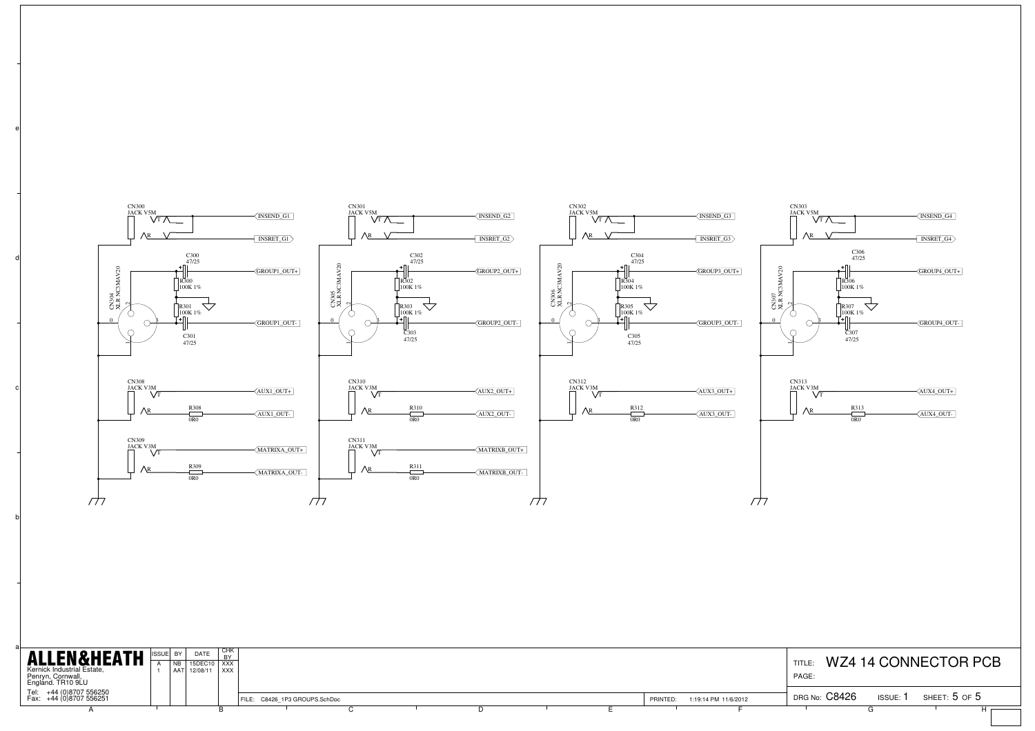CN300
JACK V5M
T
R
INSEND_G1
INSRET_G1

C300
47/25
R300
100K 1%
R301
100K 1%
C301
47/25
CN304
XLR NC3MAV20
GROUP1_OUT+
GROUP1_OUT-

CN308
JACK V3M
R308
0R0
AUX1_OUT+
AUX1_OUT-

CN309
JACK V3M
R309
0R0
MATRIXA_OUT+
MATRIXA_OUT-

CN301
JACK V5M
INSEND_G2
INSRET_G2

C302
47/25
R302
100K 1%
R303
100K 1%
C303
47/25
CN305
XLR NC3MAV20
GROUP2_OUT+
GROUP2_OUT-

CN310
JACK V3M
R310
0R0
AUX2_OUT+
AUX2_OUT-

CN311
JACK V3M
R311
0R0
MATRIXB_OUT+
MATRIXB_OUT-

CN302
JACK V5M
INSEND_G3
INSRET_G3

C304
47/25
R304
100K 1%
R305
100K 1%
C305
47/25
CN306
XLR NC3MAV20
GROUP3_OUT+
GROUP3_OUT-

CN312
JACK V3M
R312
0R0
AUX3_OUT+
AUX3_OUT-

CN303
JACK V5M
INSEND_G4
INSRET_G4

C306
47/25
R306
100K 1%
R307
100K 1%
C307
47/25
CN307
XLR NC3MAV20
GROUP4_OUT+
GROUP4_OUT-

CN313
JACK V3M
R313
0R0
AUX4_OUT+
AUX4_OUT-

**ALLEN&HEATH**
Kernick Industrial Estate,
Penryn, Cornwall,
England. TR10 9LU
Tel: +44 (0)8707 556250
Fax: +44 (0)8707 556251

| ISSUE | BY | DATE | CHK BY |
|---|---|---|---|
| A | NB | 15DEC10 | XXX |
| 1 | AAT | 12/08/11 | XXX |

FILE: C8426_1P3 GROUPS.SchDoc
PRINTED: 1:19:14 PM 11/6/2012

TITLE: WZ4 14 CONNECTOR PCB
PAGE:
DRG No: C8426 ISSUE: 1 SHEET: 5 OF 5